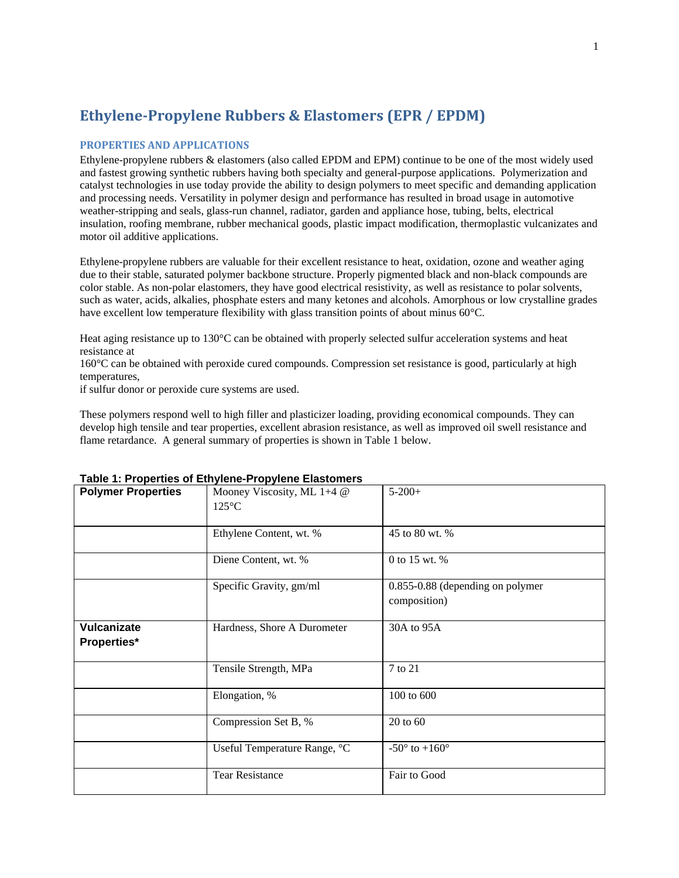# Ethylene-Propylene Rubbers & Elastomers (EPR / EPDM)

## PROPERTIES AND APPLICATIONS

Ethylene-propylene rubbers & elastomers (also called EPDM and EPM) continue to be one of the most widely used and fastest growing synthetic rubbers having both specialty and general-purpose applications. Polymerization and catalyst technologies in use today provide the ability to design polymers to meet specific and demanding application and processing needs. Versatility in polymer design and performance has resulted in broad usage in automotive weather-stripping and seals, glass-run channel, radiator, garden and appliance hose, tubing, belts, electrical insulation, roofing membrane, rubber mechanical goods, plastic impact modification, thermoplastic vulcanizates and motor oil additive applications.

Ethylene-propylene rubbers are valuable for their excellent resistance to heat, oxidation, ozone and weather aging due to their stable, saturated polymer backbone structure. Properly pigmented black and non-black compounds are color stable. As non-polar elastomers, they have good electrical resistivity, as well as resistance to polar solvents, such as water, acids, alkalies, phosphate esters and many ketones and alcohols. Amorphous or low crystalline grades have excellent low temperature flexibility with glass transition points of about minus 60°C.

Heat aging resistance up to 130°C can be obtained with properly selected sulfur acceleration systems and heat resistance at
160°C can be obtained with peroxide cured compounds. Compression set resistance is good, particularly at high temperatures,
if sulfur donor or peroxide cure systems are used.

These polymers respond well to high filler and plasticizer loading, providing economical compounds. They can develop high tensile and tear properties, excellent abrasion resistance, as well as improved oil swell resistance and flame retardance. A general summary of properties is shown in Table 1 below.

**Table 1: Properties of Ethylene-Propylene Elastomers**

| | | |
|---|---|---|
| **Polymer Properties** | Mooney Viscosity, ML 1+4 @ 125°C | 5-200+ |
| | Ethylene Content, wt. % | 45 to 80 wt. % |
| | Diene Content, wt. % | 0 to 15 wt. % |
| | Specific Gravity, gm/ml | 0.855-0.88 (depending on polymer composition) |
| **Vulcanizate Properties*** | Hardness, Shore A Durometer | 30A to 95A |
| | Tensile Strength, MPa | 7 to 21 |
| | Elongation, % | 100 to 600 |
| | Compression Set B, % | 20 to 60 |
| | Useful Temperature Range, °C | -50° to +160° |
| | Tear Resistance | Fair to Good |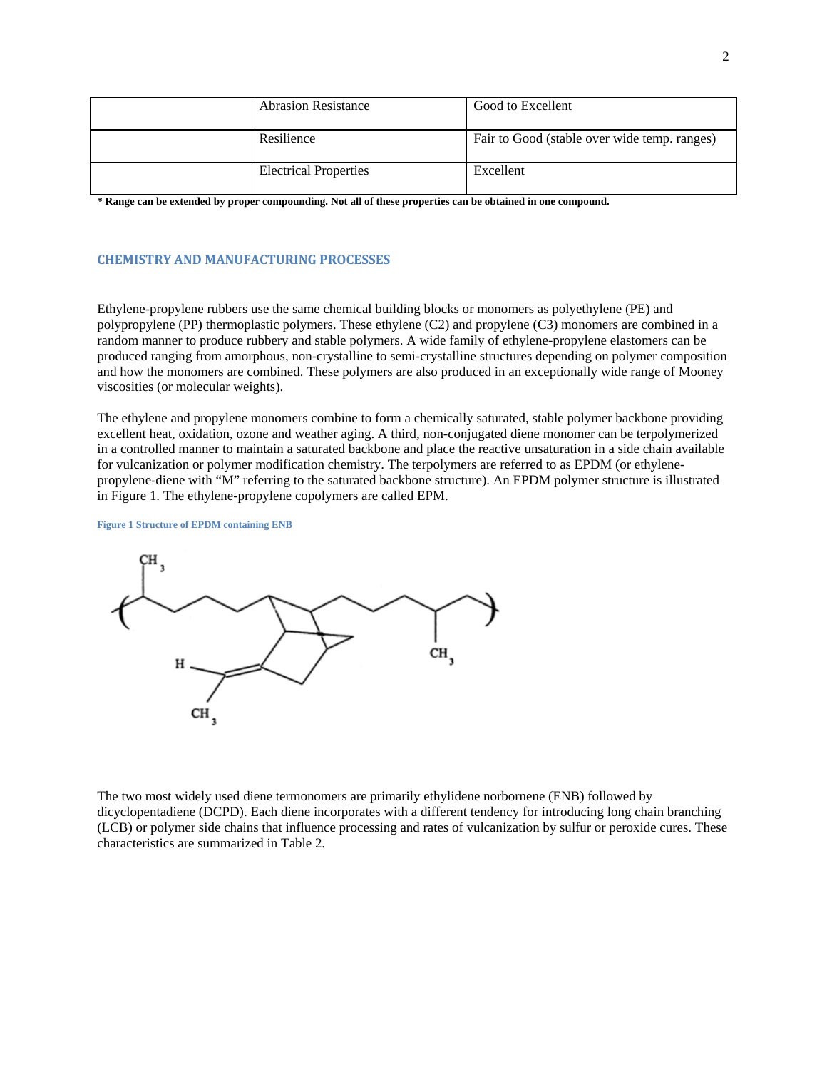| | | |
|---|---|---|
| | Abrasion Resistance | Good to Excellent |
| | Resilience | Fair to Good (stable over wide temp. ranges) |
| | Electrical Properties | Excellent |

**\* Range can be extended by proper compounding. Not all of these properties can be obtained in one compound.**

## CHEMISTRY AND MANUFACTURING PROCESSES

Ethylene-propylene rubbers use the same chemical building blocks or monomers as polyethylene (PE) and polypropylene (PP) thermoplastic polymers. These ethylene (C2) and propylene (C3) monomers are combined in a random manner to produce rubbery and stable polymers. A wide family of ethylene-propylene elastomers can be produced ranging from amorphous, non-crystalline to semi-crystalline structures depending on polymer composition and how the monomers are combined. These polymers are also produced in an exceptionally wide range of Mooney viscosities (or molecular weights).

The ethylene and propylene monomers combine to form a chemically saturated, stable polymer backbone providing excellent heat, oxidation, ozone and weather aging. A third, non-conjugated diene monomer can be terpolymerized in a controlled manner to maintain a saturated backbone and place the reactive unsaturation in a side chain available for vulcanization or polymer modification chemistry. The terpolymers are referred to as EPDM (or ethylene-propylene-diene with "M" referring to the saturated backbone structure). An EPDM polymer structure is illustrated in Figure 1. The ethylene-propylene copolymers are called EPM.

**Figure 1 Structure of EPDM containing ENB**

$CH_3$

H

$CH_3$

$CH_3$

The two most widely used diene termonomers are primarily ethylidene norbornene (ENB) followed by dicyclopentadiene (DCPD). Each diene incorporates with a different tendency for introducing long chain branching (LCB) or polymer side chains that influence processing and rates of vulcanization by sulfur or peroxide cures. These characteristics are summarized in Table 2.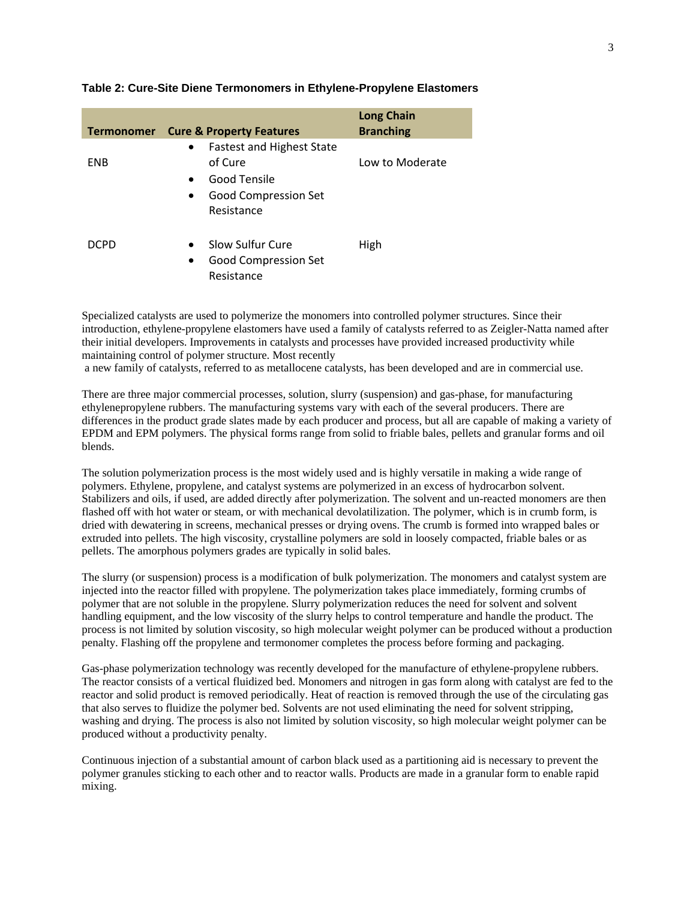**Table 2: Cure-Site Diene Termonomers in Ethylene-Propylene Elastomers**

| Termonomer | Cure & Property Features | Long Chain Branching |
|---|---|---|
| ENB | • Fastest and Highest State of Cure<br>• Good Tensile<br>• Good Compression Set Resistance | Low to Moderate |
| DCPD | • Slow Sulfur Cure<br>• Good Compression Set Resistance | High |

Specialized catalysts are used to polymerize the monomers into controlled polymer structures. Since their introduction, ethylene-propylene elastomers have used a family of catalysts referred to as Zeigler-Natta named after their initial developers. Improvements in catalysts and processes have provided increased productivity while maintaining control of polymer structure. Most recently
a new family of catalysts, referred to as metallocene catalysts, has been developed and are in commercial use.

There are three major commercial processes, solution, slurry (suspension) and gas-phase, for manufacturing ethylenepropylene rubbers. The manufacturing systems vary with each of the several producers. There are differences in the product grade slates made by each producer and process, but all are capable of making a variety of EPDM and EPM polymers. The physical forms range from solid to friable bales, pellets and granular forms and oil blends.

The solution polymerization process is the most widely used and is highly versatile in making a wide range of polymers. Ethylene, propylene, and catalyst systems are polymerized in an excess of hydrocarbon solvent. Stabilizers and oils, if used, are added directly after polymerization. The solvent and un-reacted monomers are then flashed off with hot water or steam, or with mechanical devolatilization. The polymer, which is in crumb form, is dried with dewatering in screens, mechanical presses or drying ovens. The crumb is formed into wrapped bales or extruded into pellets. The high viscosity, crystalline polymers are sold in loosely compacted, friable bales or as pellets. The amorphous polymers grades are typically in solid bales.

The slurry (or suspension) process is a modification of bulk polymerization. The monomers and catalyst system are injected into the reactor filled with propylene. The polymerization takes place immediately, forming crumbs of polymer that are not soluble in the propylene. Slurry polymerization reduces the need for solvent and solvent handling equipment, and the low viscosity of the slurry helps to control temperature and handle the product. The process is not limited by solution viscosity, so high molecular weight polymer can be produced without a production penalty. Flashing off the propylene and termonomer completes the process before forming and packaging.

Gas-phase polymerization technology was recently developed for the manufacture of ethylene-propylene rubbers. The reactor consists of a vertical fluidized bed. Monomers and nitrogen in gas form along with catalyst are fed to the reactor and solid product is removed periodically. Heat of reaction is removed through the use of the circulating gas that also serves to fluidize the polymer bed. Solvents are not used eliminating the need for solvent stripping, washing and drying. The process is also not limited by solution viscosity, so high molecular weight polymer can be produced without a productivity penalty.

Continuous injection of a substantial amount of carbon black used as a partitioning aid is necessary to prevent the polymer granules sticking to each other and to reactor walls. Products are made in a granular form to enable rapid mixing.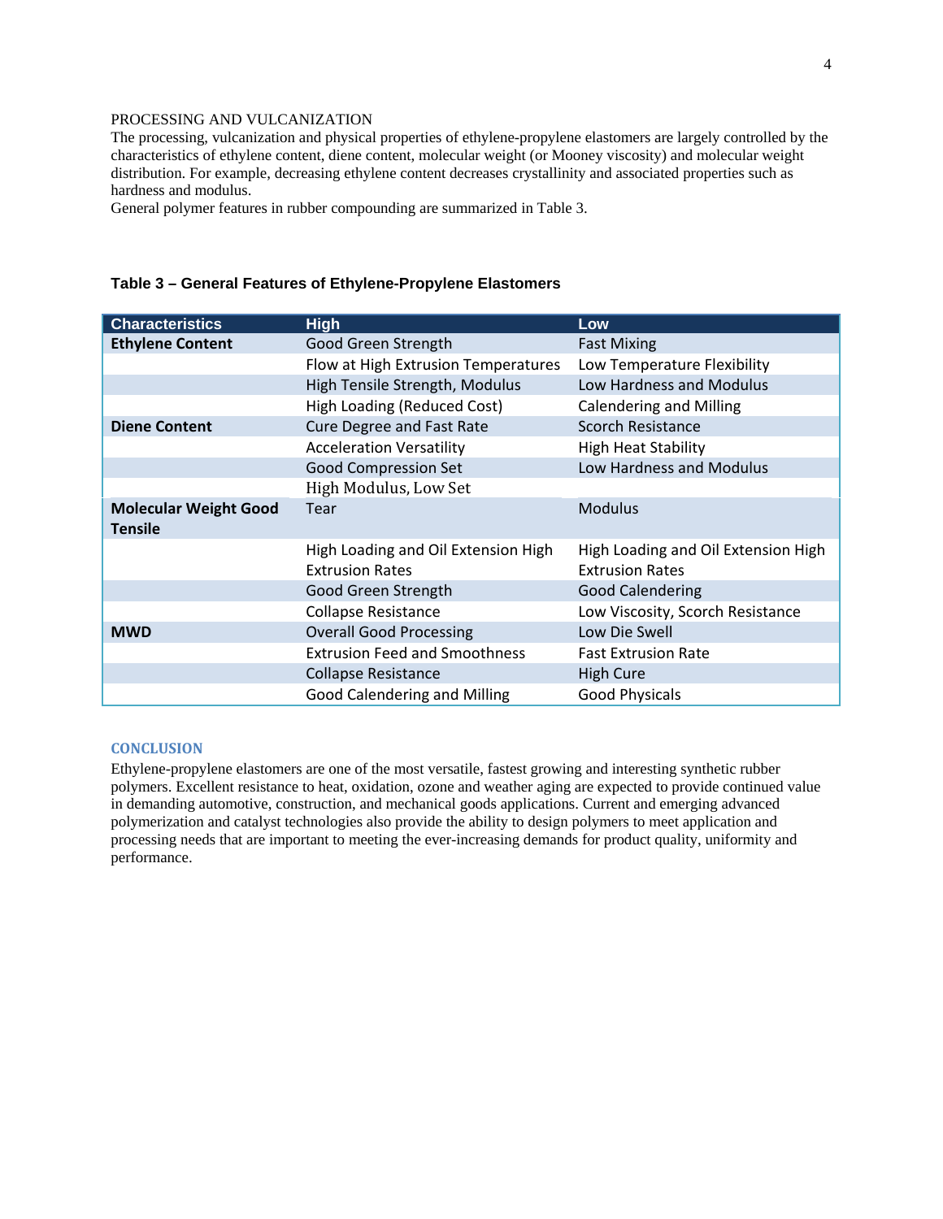## PROCESSING AND VULCANIZATION

The processing, vulcanization and physical properties of ethylene-propylene elastomers are largely controlled by the characteristics of ethylene content, diene content, molecular weight (or Mooney viscosity) and molecular weight distribution. For example, decreasing ethylene content decreases crystallinity and associated properties such as hardness and modulus.

General polymer features in rubber compounding are summarized in Table 3.

**Table 3 – General Features of Ethylene-Propylene Elastomers**

| Characteristics | High | Low |
|---|---|---|
| **Ethylene Content** | Good Green Strength | Fast Mixing |
| | Flow at High Extrusion Temperatures | Low Temperature Flexibility |
| | High Tensile Strength, Modulus | Low Hardness and Modulus |
| | High Loading (Reduced Cost) | Calendering and Milling |
| **Diene Content** | Cure Degree and Fast Rate | Scorch Resistance |
| | Acceleration Versatility | High Heat Stability |
| | Good Compression Set | Low Hardness and Modulus |
| | High Modulus, Low Set | |
| **Molecular Weight Good Tensile** | Tear | Modulus |
| | High Loading and Oil Extension High Extrusion Rates | High Loading and Oil Extension High Extrusion Rates |
| | Good Green Strength | Good Calendering |
| | Collapse Resistance | Low Viscosity, Scorch Resistance |
| **MWD** | Overall Good Processing | Low Die Swell |
| | Extrusion Feed and Smoothness | Fast Extrusion Rate |
| | Collapse Resistance | High Cure |
| | Good Calendering and Milling | Good Physicals |

## CONCLUSION

Ethylene-propylene elastomers are one of the most versatile, fastest growing and interesting synthetic rubber polymers. Excellent resistance to heat, oxidation, ozone and weather aging are expected to provide continued value in demanding automotive, construction, and mechanical goods applications. Current and emerging advanced polymerization and catalyst technologies also provide the ability to design polymers to meet application and processing needs that are important to meeting the ever-increasing demands for product quality, uniformity and performance.